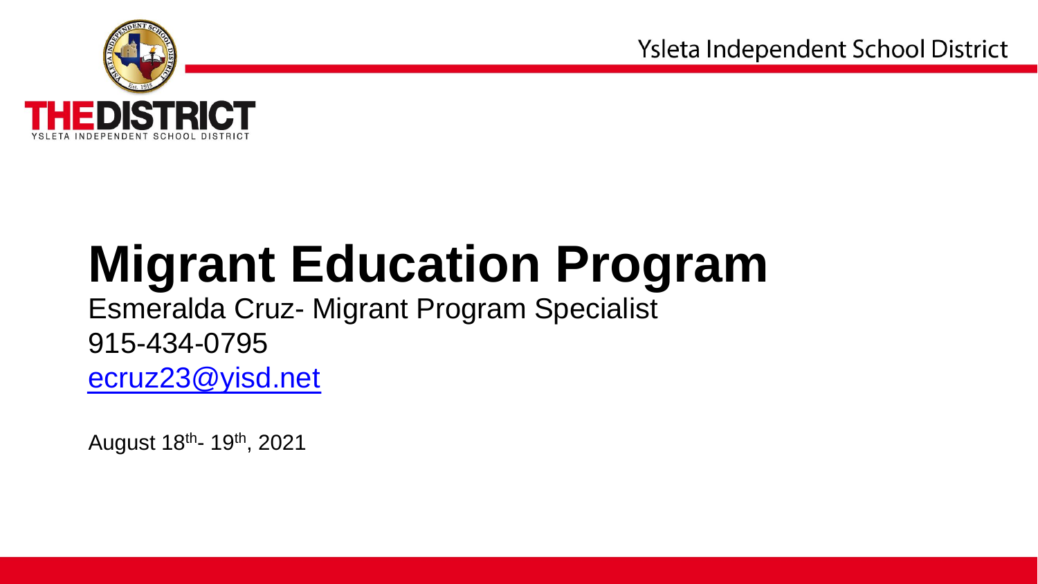# Migrant Education Program

Esmeralda Cruz- Migrant Program Specialist

915-434-0795

[ecruz23@yisd.net](mailto:ecruz23@yisd.net)

August 18th- 19th, 2021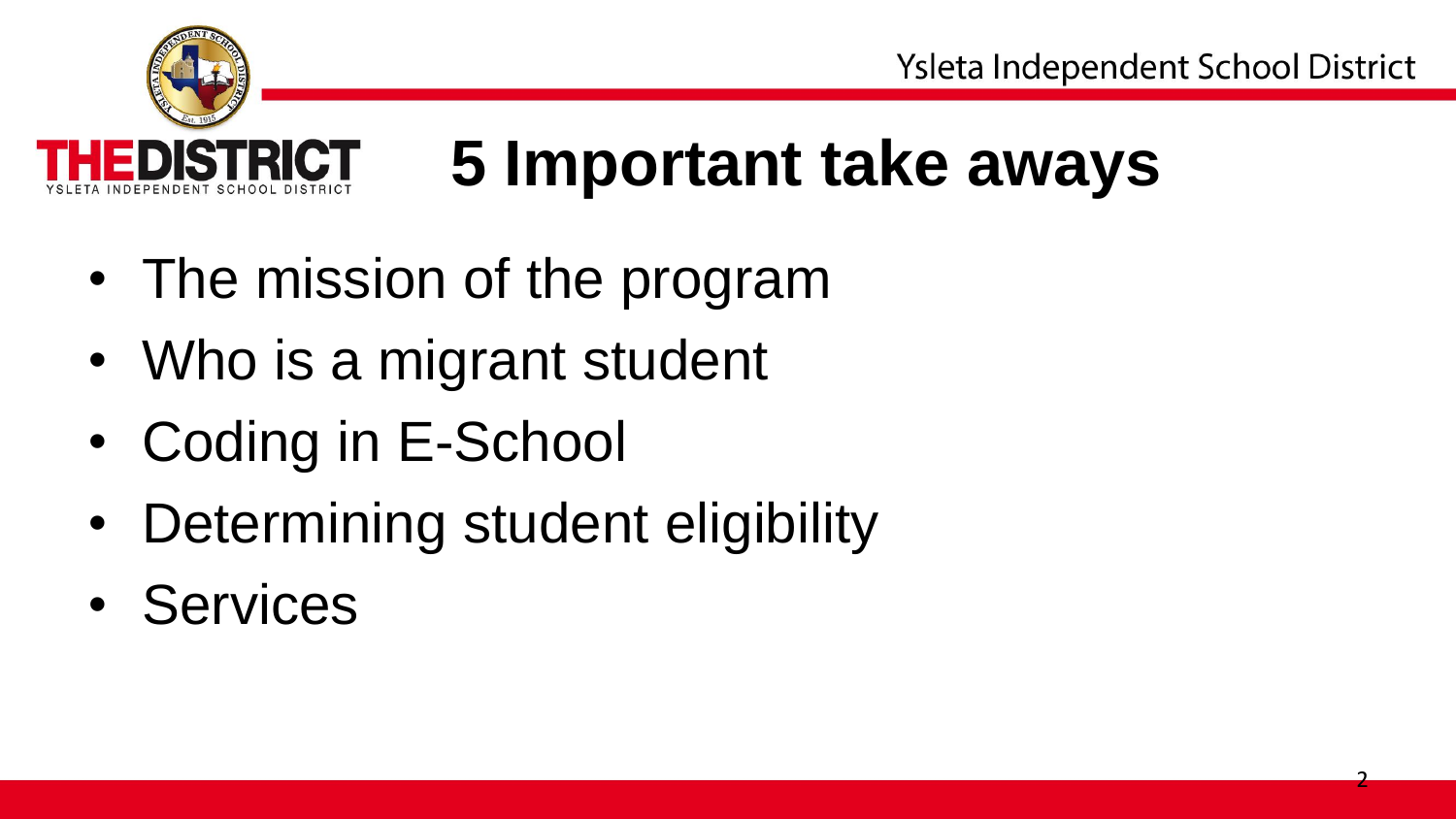# 5 Important take aways

- The mission of the program
- Who is a migrant student
- Coding in E-School
- Determining student eligibility
- Services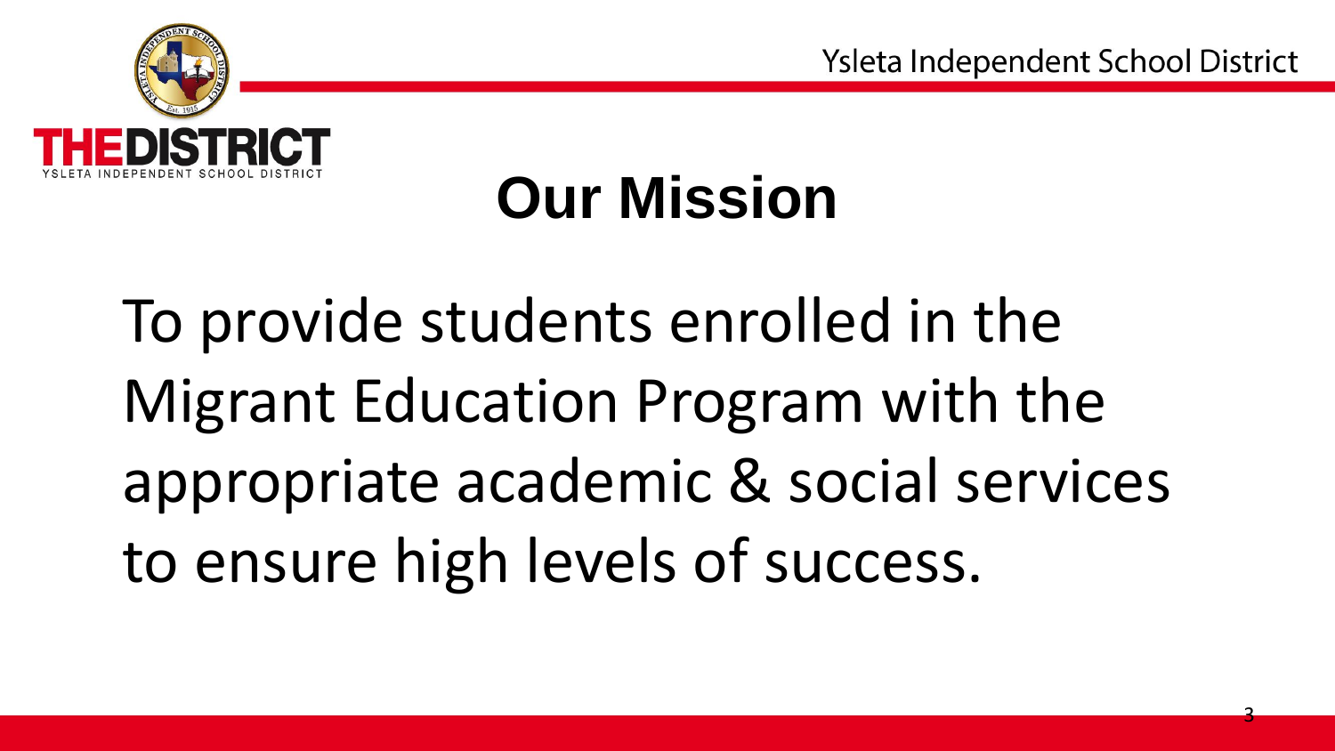# Our Mission

To provide students enrolled in the Migrant Education Program with the appropriate academic & social services to ensure high levels of success.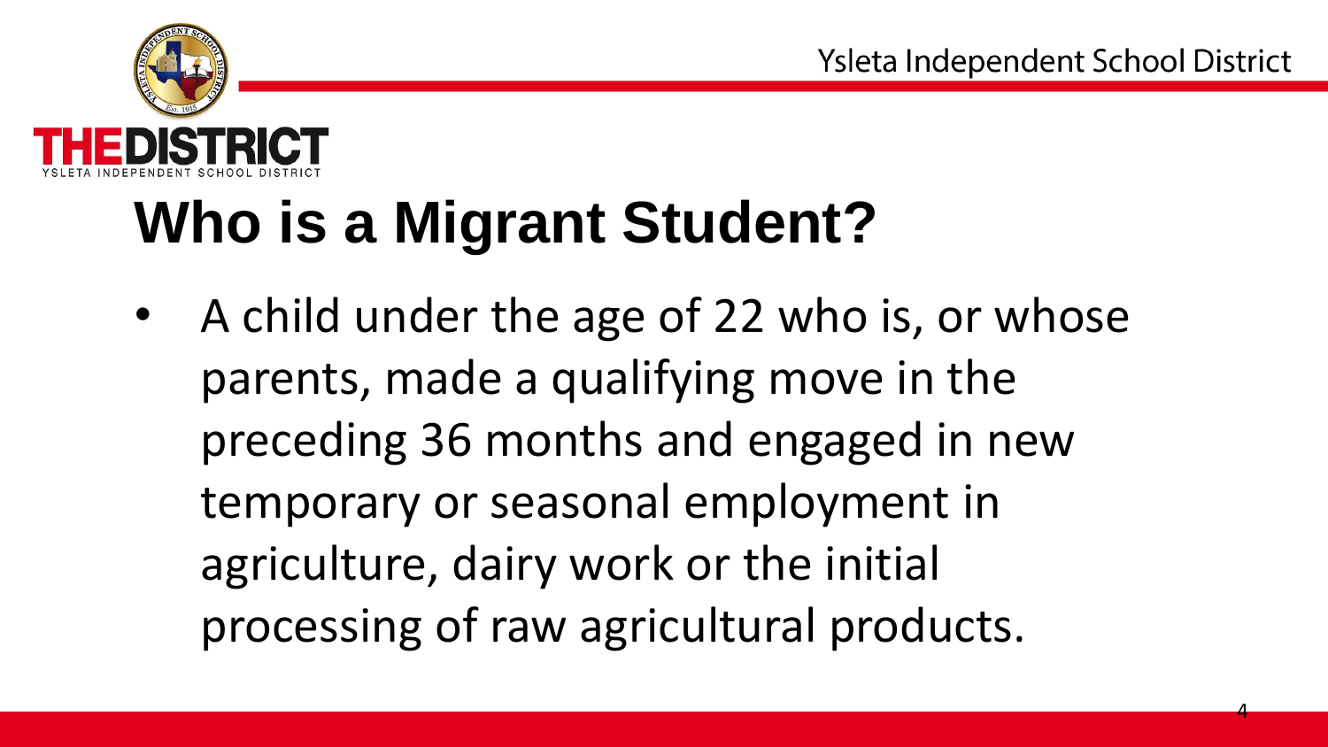# Who is a Migrant Student?

- A child under the age of 22 who is, or whose parents, made a qualifying move in the preceding 36 months and engaged in new temporary or seasonal employment in agriculture, dairy work or the initial processing of raw agricultural products.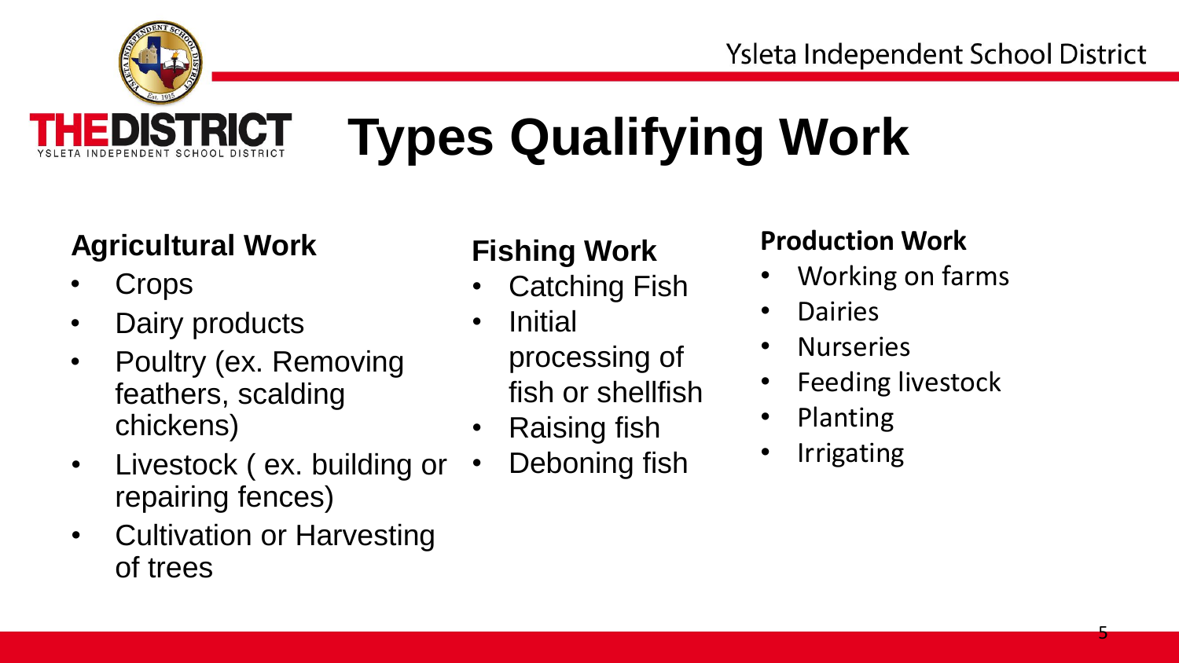# Types Qualifying Work

### Agricultural Work

- Crops
- Dairy products
- Poultry (ex. Removing feathers, scalding chickens)
- Livestock ( ex. building or repairing fences)
- Cultivation or Harvesting of trees

### Fishing Work

- Catching Fish
- Initial processing of fish or shellfish
- Raising fish
- Deboning fish

### Production Work

- Working on farms
- Dairies
- Nurseries
- Feeding livestock
- Planting
- Irrigating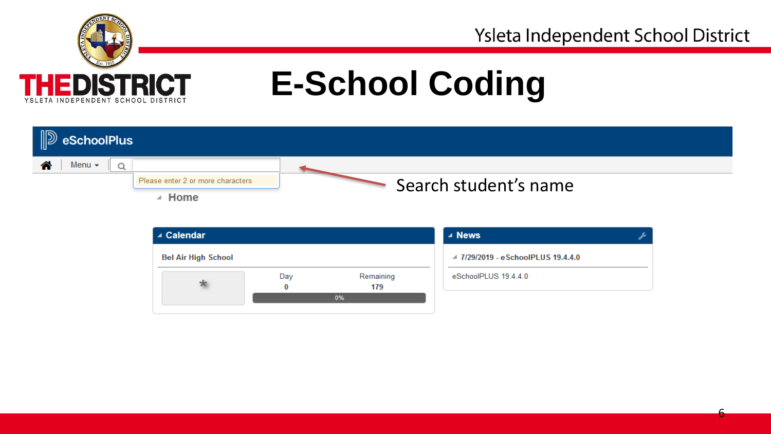# E-School Coding

Search student's name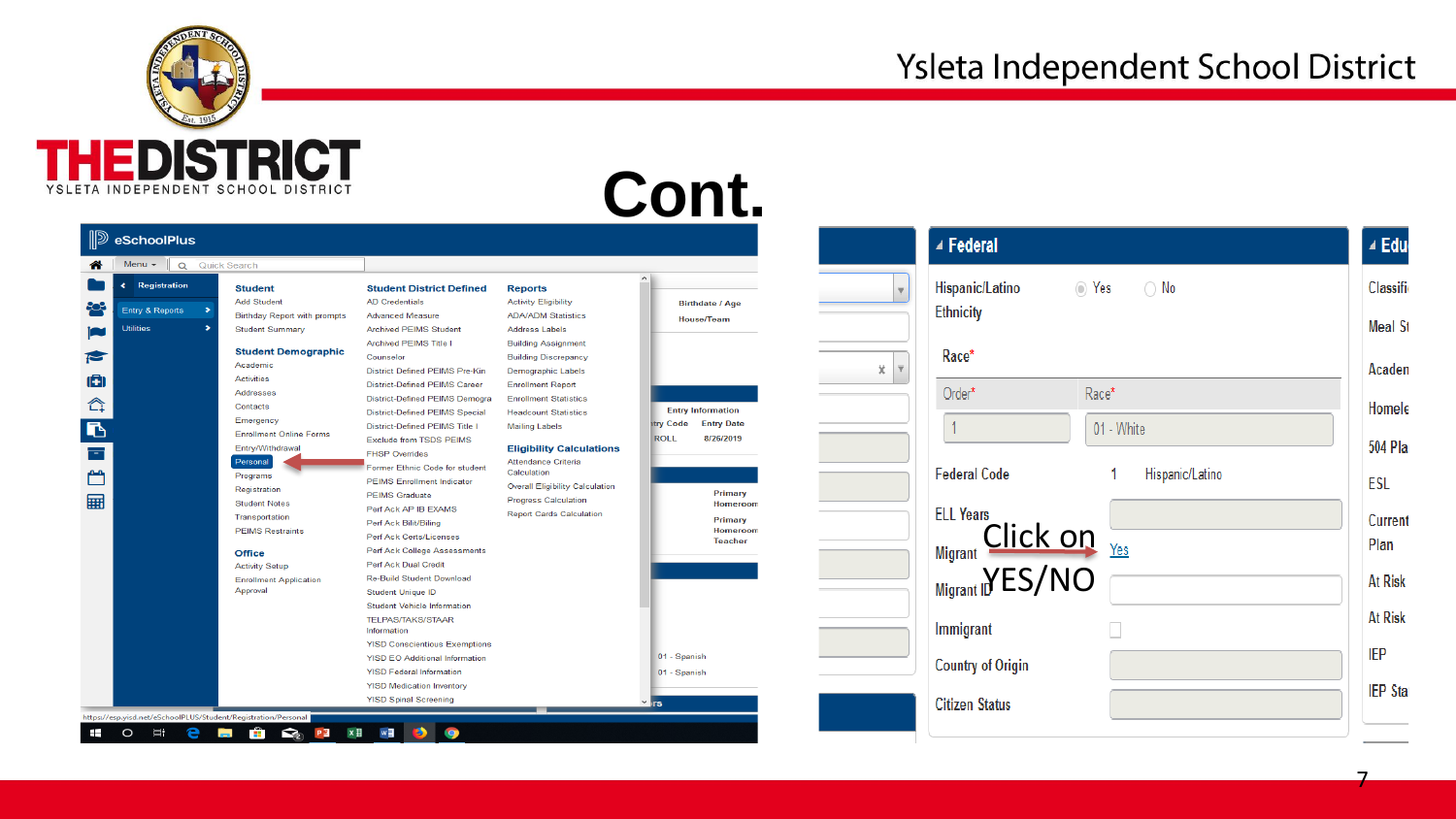Ysleta Independent School District

# Cont.

eSchoolPlus

Menu | Quick Search

Registration

Entry & Reports

Utilities

**Student**
- Add Student
- Birthday Report with prompts
- Student Summary

**Student Demographic**
- Academic
- Activities
- Addresses
- Contacts
- Emergency
- Enrollment Online Forms
- Entry/Withdrawal
- Personal
- Programs
- Registration
- Student Notes
- Transportation
- PEIMS Restraints

**Office**
- Activity Setup
- Enrollment Application
- Approval

**Student District Defined**
- AD Credentials
- Advanced Measure
- Archived PEIMS Student
- Archived PEIMS Title I
- Counselor
- District Defined PEIMS Pre-Kin
- District-Defined PEIMS Career
- District-Defined PEIMS Demogra
- District-Defined PEIMS Special
- District-Defined PEIMS Title I
- Exclude from TSDS PEIMS
- FHSP Overrides
- Former Ethnic Code for student
- PEIMS Enrollment Indicator
- PEIMS Graduate
- Perf Ack AP IB EXAMS
- Perf Ack Bili/Biling
- Perf Ack Certs/Licenses
- Perf Ack College Assessments
- Perf Ack Dual Credit
- Re-Build Student Download
- Student Unique ID
- Student Vehicle Information
- TELPAS/TAKS/STAAR Information
- YISD Conscientious Exemptions
- YISD EO Additional Information
- YISD Federal Information
- YISD Medication Inventory
- YISD Spinal Screening

**Reports**
- Activity Eligibility
- ADA/ADM Statistics
- Address Labels
- Building Assignment
- Building Discrepancy
- Demographic Labels
- Enrollment Report
- Enrollment Statistics
- Headcount Statistics
- Mailing Labels

**Eligibility Calculations**
- Attendance Criteria Calculation
- Overall Eligibility Calculation
- Progress Calculation
- Report Cards Calculation

**Federal**

Hispanic/Latino Ethnicity: Yes / No

Race*

| Order* | Race* |
|---|---|
| 1 | 01 - White |

Federal Code: 1 Hispanic/Latino

ELL Years

Migrant: Yes

Migrant ID

Immigrant

Country of Origin

Citizen Status

Click on YES/NO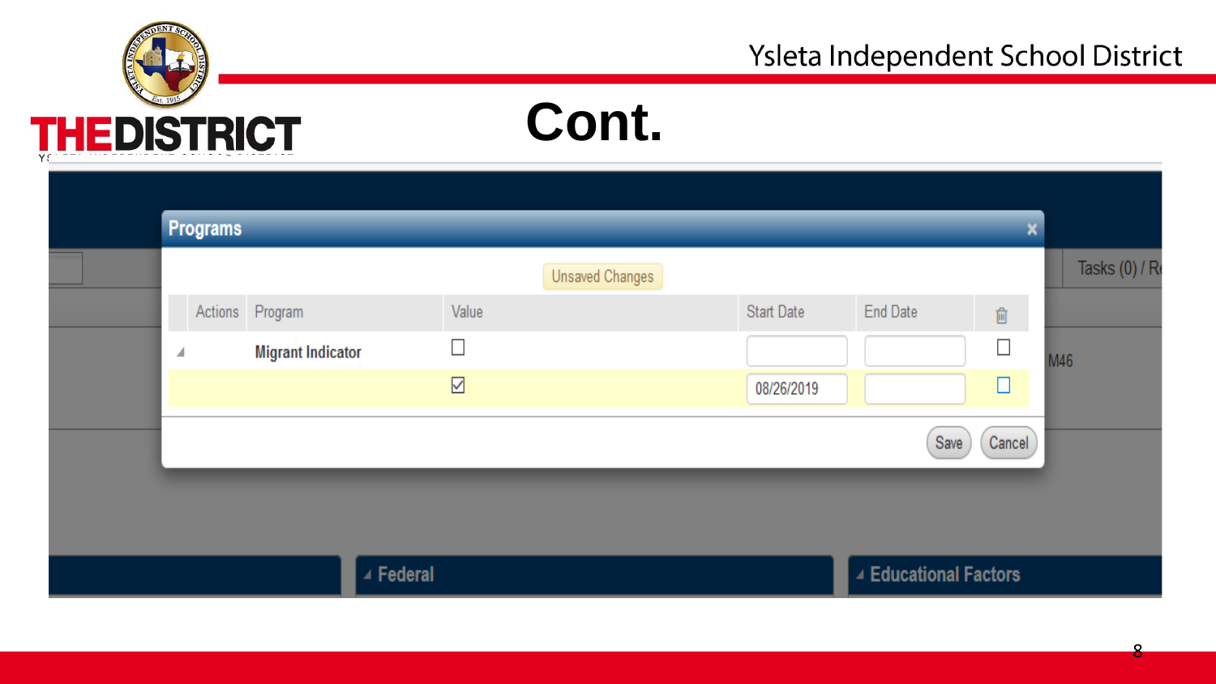# Cont.

## Programs

Unsaved Changes

| Actions | Program | Value | Start Date | End Date | 🗑 |
|---|---|---|---|---|---|
| ◢ | Migrant Indicator | ☐ | | | ☐ |
| | | ☑ | 08/26/2019 | | ☐ |

Save | Cancel

Tasks (0) / R

M46

◢ Federal

◢ Educational Factors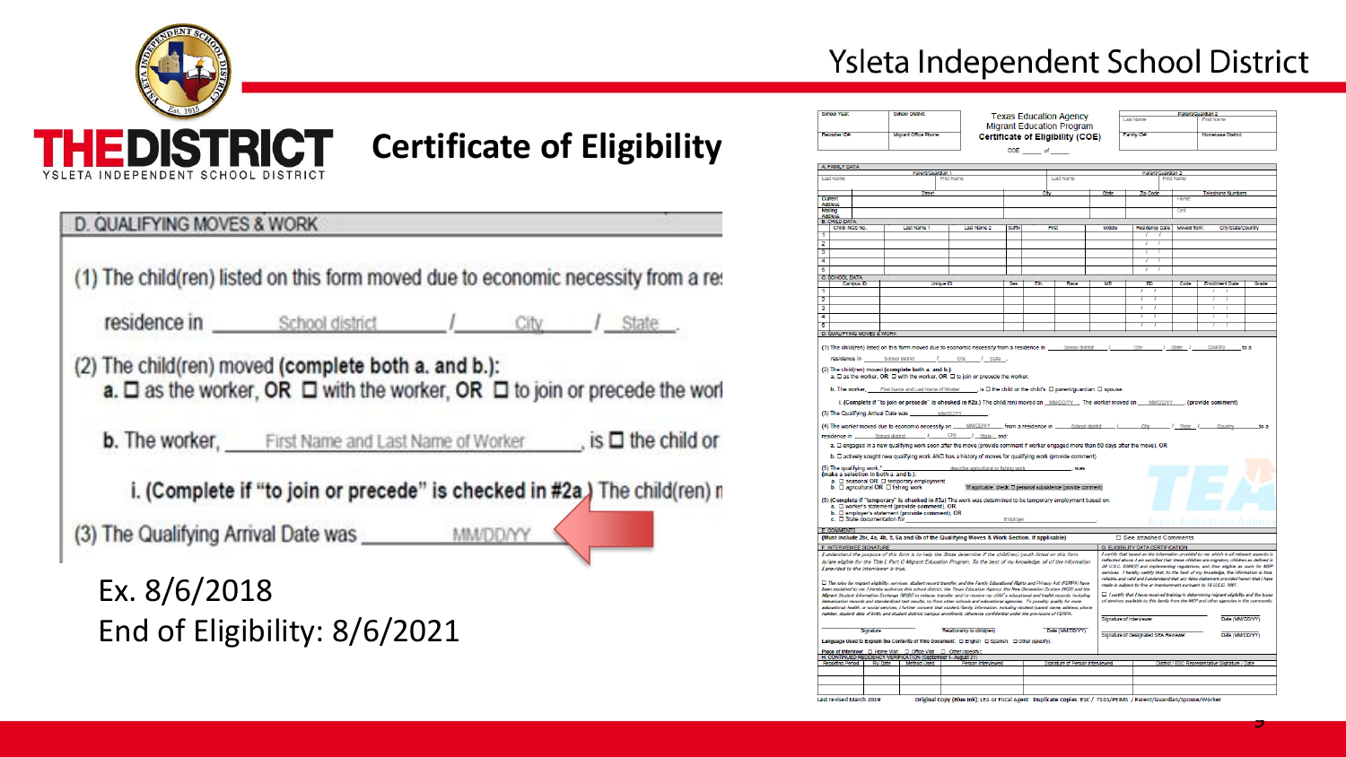# Certificate of Eligibility

## D. QUALIFYING MOVES & WORK

(1) The child(ren) listed on this form moved due to economic necessity from a re

residence in ______ School district ______ / ______ City ______ / ______ State ______.

(2) The child(ren) moved **(complete both a. and b.):**

a. ☐ as the worker, OR ☐ with the worker, OR ☐ to join or precede the worl

b. The worker, ______ First Name and Last Name of Worker ______, is ☐ the child or

i. (Complete if "to join or precede" is checked in #2a.) The child(ren) n

(3) The Qualifying Arrival Date was ______ MM/DD/YY ______

Ex. 8/6/2018

End of Eligibility: 8/6/2021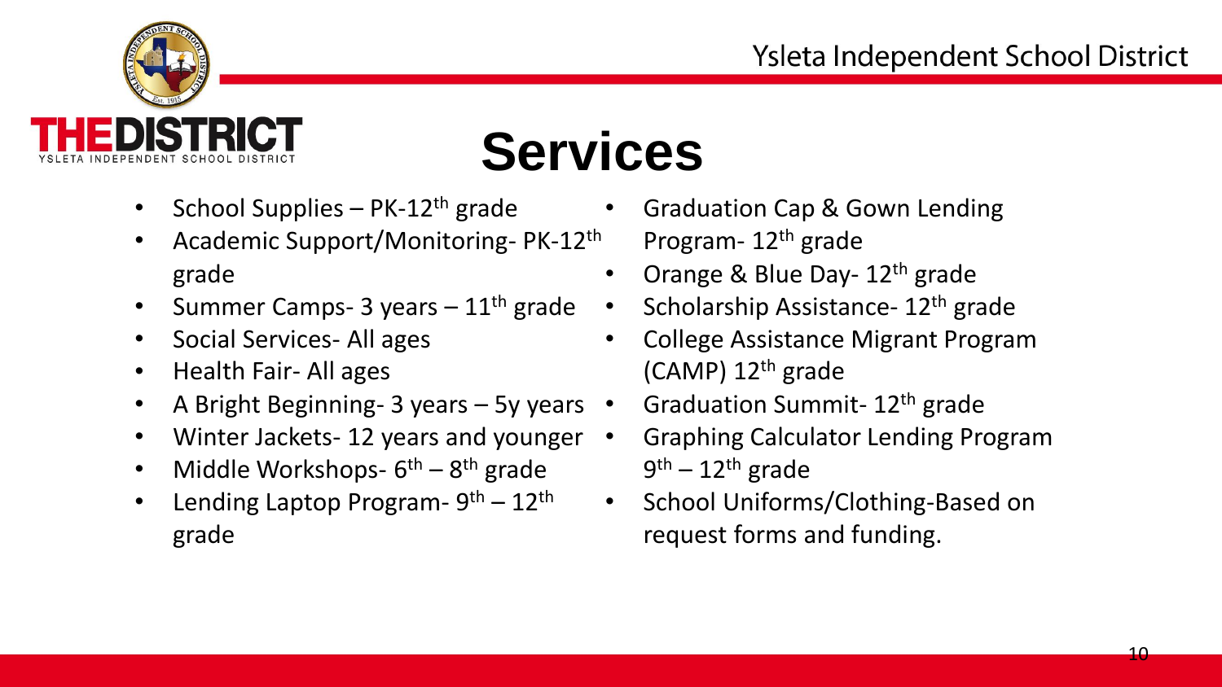# Services

- School Supplies – PK-12$^{th}$ grade
- Academic Support/Monitoring- PK-12$^{th}$ grade
- Summer Camps- 3 years – 11$^{th}$ grade
- Social Services- All ages
- Health Fair- All ages
- A Bright Beginning- 3 years – 5y years
- Winter Jackets- 12 years and younger
- Middle Workshops- 6$^{th}$ – 8$^{th}$ grade
- Lending Laptop Program- 9$^{th}$ – 12$^{th}$ grade
- Graduation Cap & Gown Lending Program- 12$^{th}$ grade
- Orange & Blue Day- 12$^{th}$ grade
- Scholarship Assistance- 12$^{th}$ grade
- College Assistance Migrant Program (CAMP) 12$^{th}$ grade
- Graduation Summit- 12$^{th}$ grade
- Graphing Calculator Lending Program 9$^{th}$ – 12$^{th}$ grade
- School Uniforms/Clothing-Based on request forms and funding.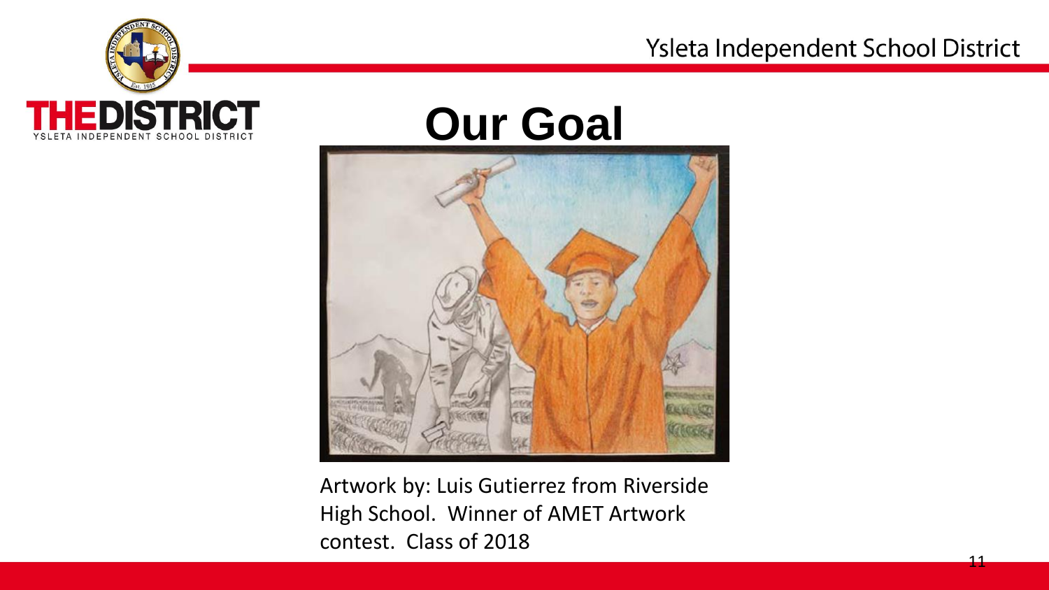# Our Goal

Artwork by: Luis Gutierrez from Riverside High School. Winner of AMET Artwork contest. Class of 2018